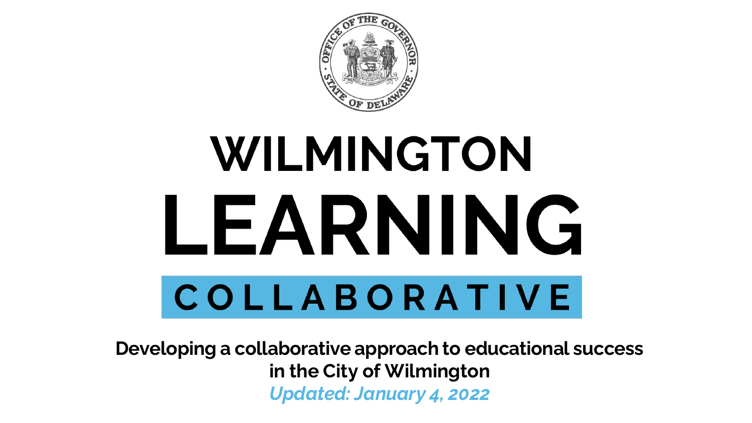# WILMINGTON LEARNING COLLABORATIVE

**Developing a collaborative approach to educational success in the City of Wilmington**

***Updated: January 4, 2022***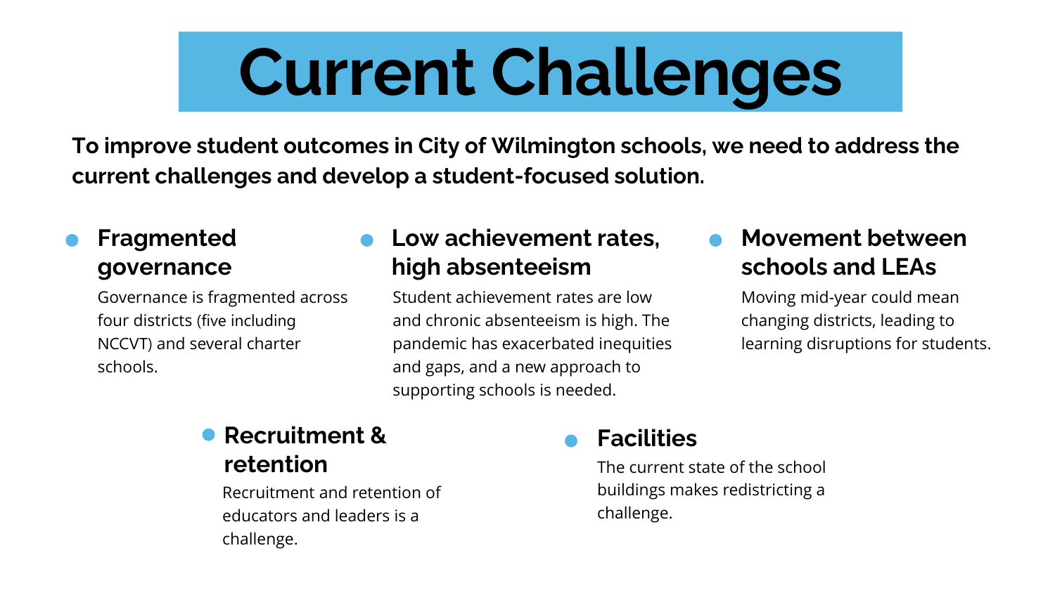# Current Challenges

**To improve student outcomes in City of Wilmington schools, we need to address the current challenges and develop a student-focused solution.**

- ### Fragmented governance
  Governance is fragmented across four districts (five including NCCVT) and several charter schools.

- ### Low achievement rates, high absenteeism
  Student achievement rates are low and chronic absenteeism is high. The pandemic has exacerbated inequities and gaps, and a new approach to supporting schools is needed.

- ### Movement between schools and LEAs
  Moving mid-year could mean changing districts, leading to learning disruptions for students.

- ### Recruitment & retention
  Recruitment and retention of educators and leaders is a challenge.

- ### Facilities
  The current state of the school buildings makes redistricting a challenge.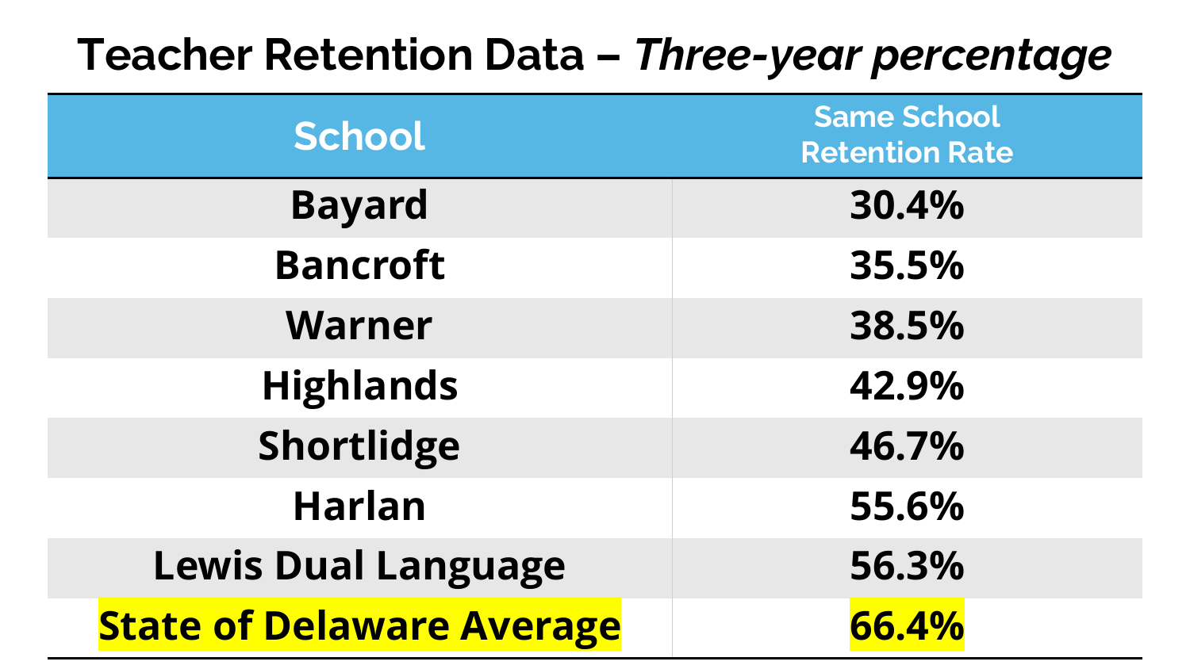# Teacher Retention Data – *Three-year percentage*

| School | Same School Retention Rate |
|---|---|
| **Bayard** | **30.4%** |
| **Bancroft** | **35.5%** |
| **Warner** | **38.5%** |
| **Highlands** | **42.9%** |
| **Shortlidge** | **46.7%** |
| **Harlan** | **55.6%** |
| **Lewis Dual Language** | **56.3%** |
| **State of Delaware Average** | **66.4%** |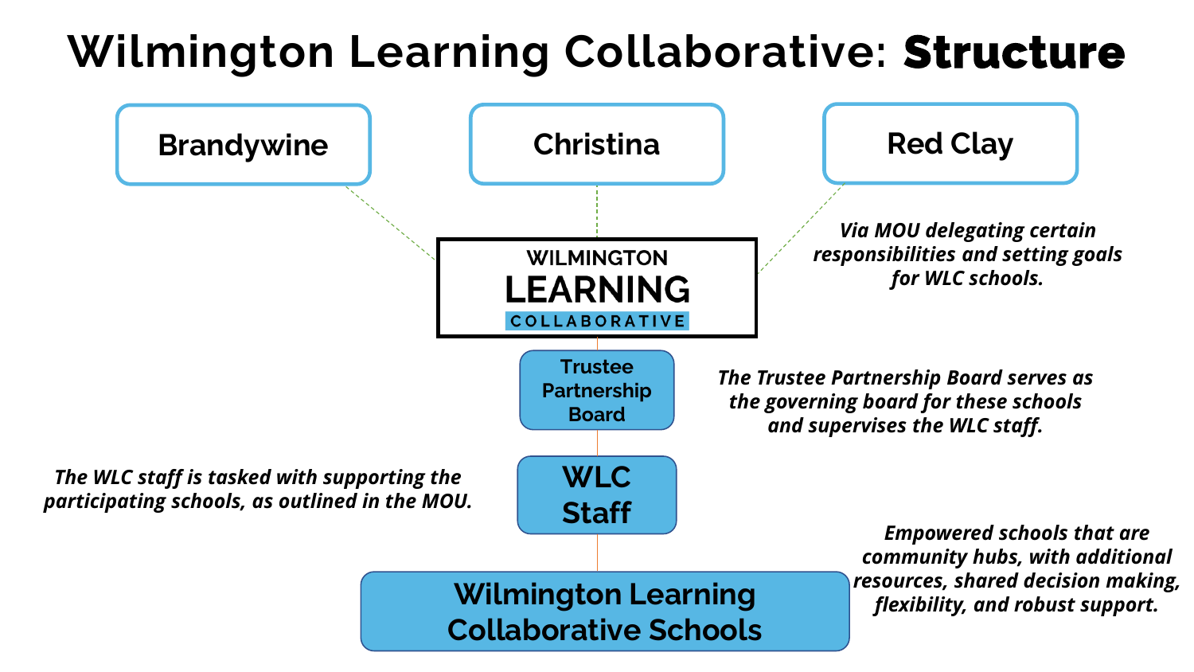# Wilmington Learning Collaborative: **Structure**

**Brandywine**

**Christina**

**Red Clay**

*Via MOU delegating certain responsibilities and setting goals for WLC schools.*

WILMINGTON LEARNING COLLABORATIVE

**Trustee Partnership Board**

*The Trustee Partnership Board serves as the governing board for these schools and supervises the WLC staff.*

**WLC Staff**

*The WLC staff is tasked with supporting the participating schools, as outlined in the MOU.*

**Wilmington Learning Collaborative Schools**

*Empowered schools that are community hubs, with additional resources, shared decision making, flexibility, and robust support.*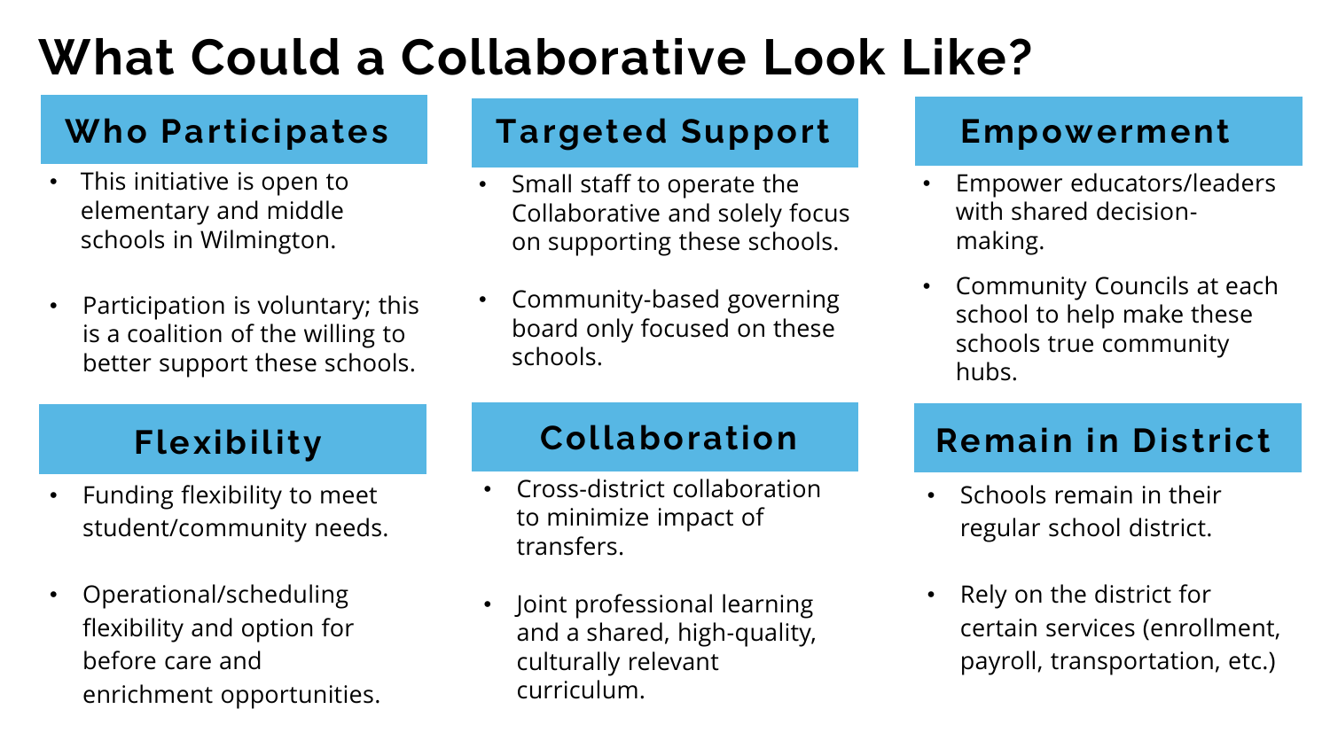# What Could a Collaborative Look Like?

## Who Participates

- This initiative is open to elementary and middle schools in Wilmington.
- Participation is voluntary; this is a coalition of the willing to better support these schools.

## Targeted Support

- Small staff to operate the Collaborative and solely focus on supporting these schools.
- Community-based governing board only focused on these schools.

## Empowerment

- Empower educators/leaders with shared decision-making.
- Community Councils at each school to help make these schools true community hubs.

## Flexibility

- Funding flexibility to meet student/community needs.
- Operational/scheduling flexibility and option for before care and enrichment opportunities.

## Collaboration

- Cross-district collaboration to minimize impact of transfers.
- Joint professional learning and a shared, high-quality, culturally relevant curriculum.

## Remain in District

- Schools remain in their regular school district.
- Rely on the district for certain services (enrollment, payroll, transportation, etc.)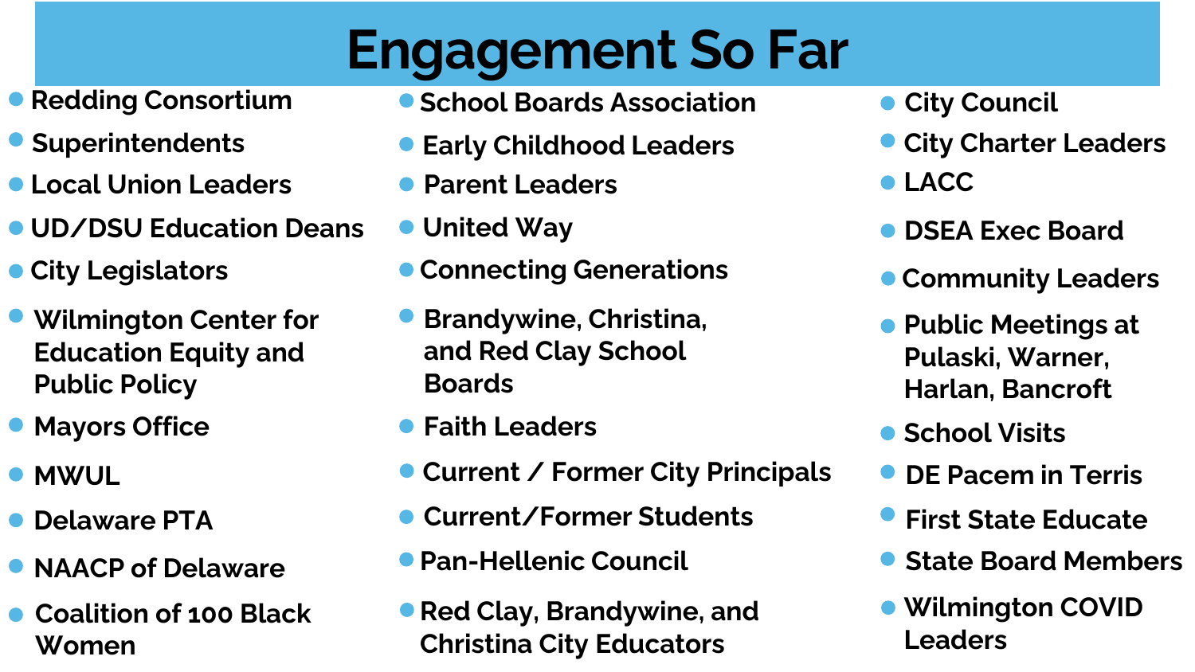# Engagement So Far

- Redding Consortium
- Superintendents
- Local Union Leaders
- UD/DSU Education Deans
- City Legislators
- Wilmington Center for Education Equity and Public Policy
- Mayors Office
- MWUL
- Delaware PTA
- NAACP of Delaware
- Coalition of 100 Black Women
- School Boards Association
- Early Childhood Leaders
- Parent Leaders
- United Way
- Connecting Generations
- Brandywine, Christina, and Red Clay School Boards
- Faith Leaders
- Current / Former City Principals
- Current/Former Students
- Pan-Hellenic Council
- Red Clay, Brandywine, and Christina City Educators
- City Council
- City Charter Leaders
- LACC
- DSEA Exec Board
- Community Leaders
- Public Meetings at Pulaski, Warner, Harlan, Bancroft
- School Visits
- DE Pacem in Terris
- First State Educate
- State Board Members
- Wilmington COVID Leaders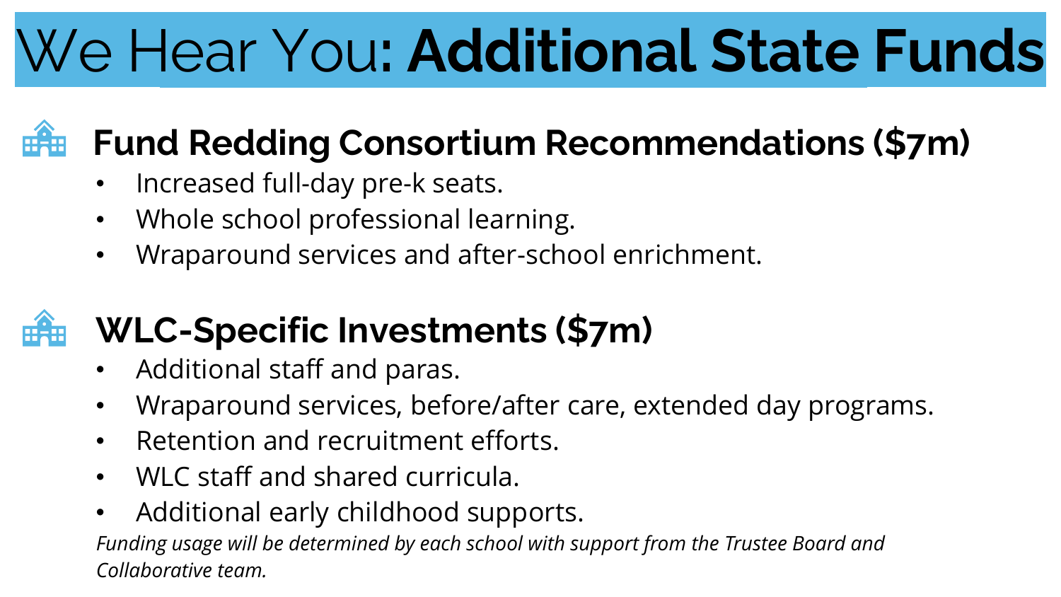# We Hear You: **Additional State Funds**

## Fund Redding Consortium Recommendations ($7m)

- Increased full-day pre-k seats.
- Whole school professional learning.
- Wraparound services and after-school enrichment.

## WLC-Specific Investments ($7m)

- Additional staff and paras.
- Wraparound services, before/after care, extended day programs.
- Retention and recruitment efforts.
- WLC staff and shared curricula.
- Additional early childhood supports.

*Funding usage will be determined by each school with support from the Trustee Board and Collaborative team.*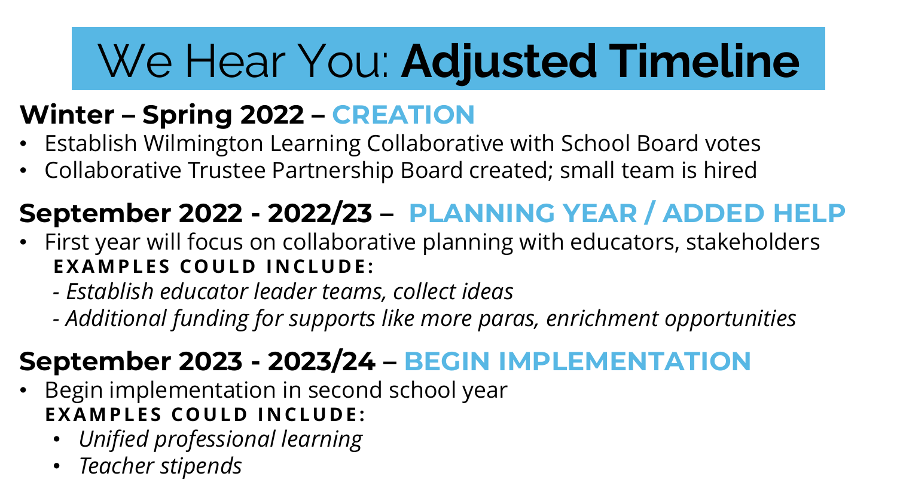# We Hear You: **Adjusted Timeline**

## Winter – Spring 2022 – CREATION

- Establish Wilmington Learning Collaborative with School Board votes
- Collaborative Trustee Partnership Board created; small team is hired

## September 2022 - 2022/23 – PLANNING YEAR / ADDED HELP

- First year will focus on collaborative planning with educators, stakeholders

  **EXAMPLES COULD INCLUDE:**

  - *Establish educator leader teams, collect ideas*
  - *Additional funding for supports like more paras, enrichment opportunities*

## September 2023 - 2023/24 – BEGIN IMPLEMENTATION

- Begin implementation in second school year

  **EXAMPLES COULD INCLUDE:**

  - *Unified professional learning*
  - *Teacher stipends*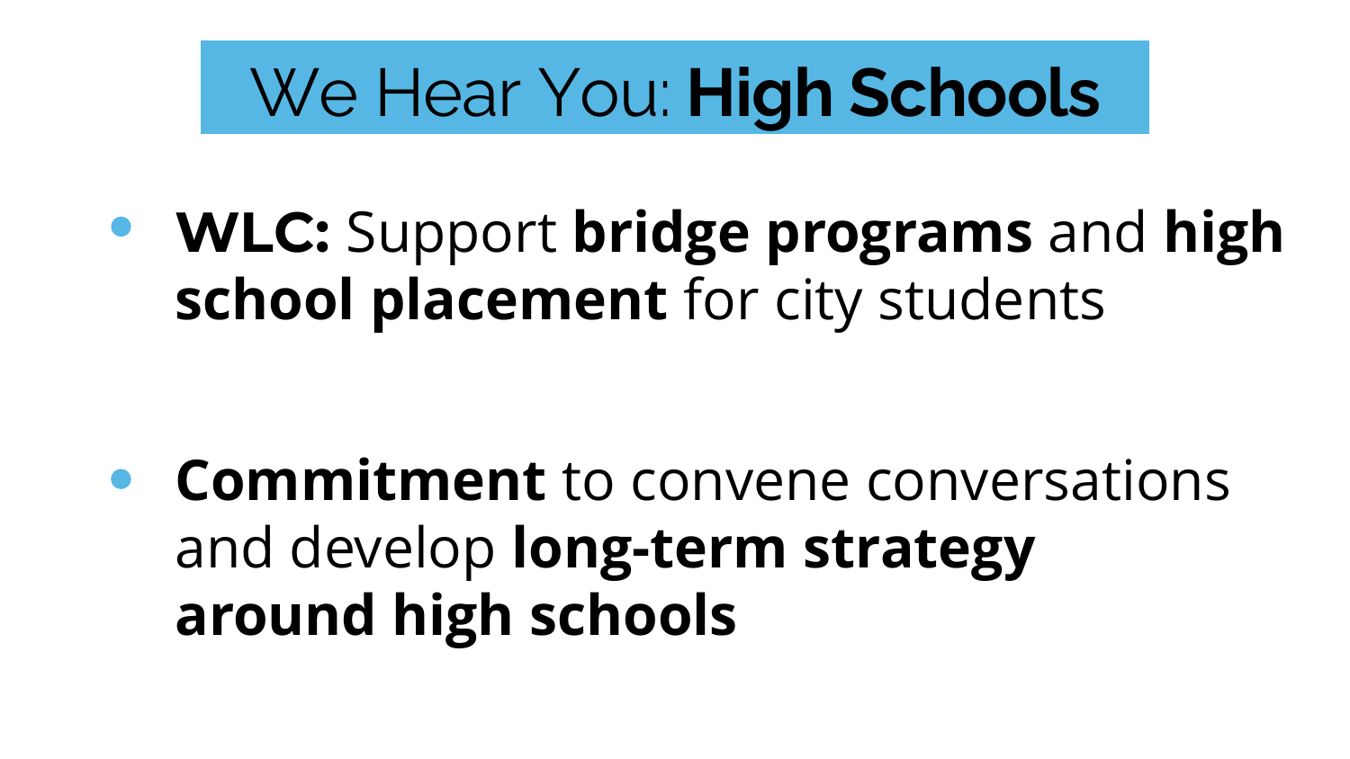# We Hear You: **High Schools**

- **WLC:** Support **bridge programs** and **high school placement** for city students

- **Commitment** to convene conversations and develop **long-term strategy around high schools**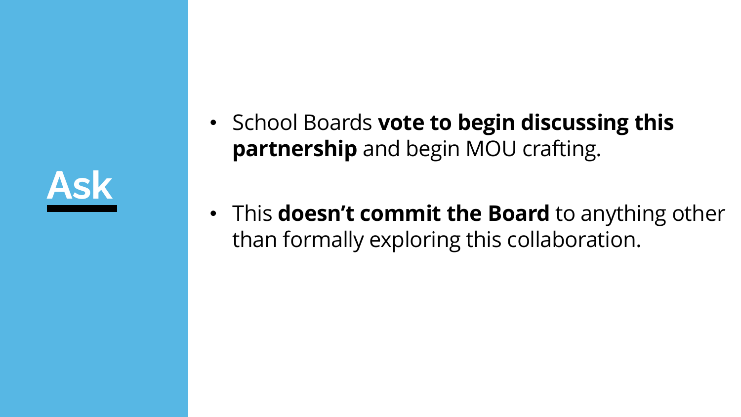# Ask

- School Boards **vote to begin discussing this partnership** and begin MOU crafting.
- This **doesn't commit the Board** to anything other than formally exploring this collaboration.